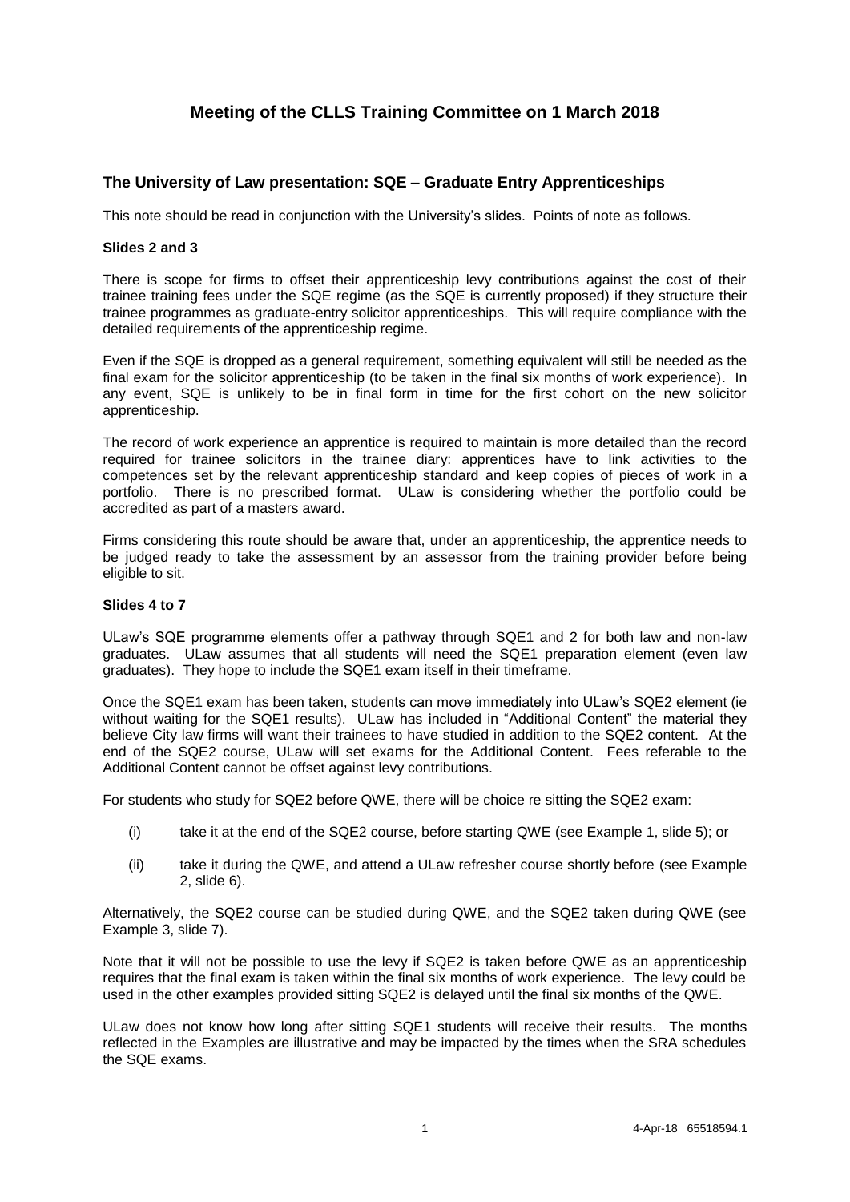# Meeting of the CLLS Training Committee on 1 March 2018

## The University of Law presentation: SQE – Graduate Entry Apprenticeships

This note should be read in conjunction with the University's slides. Points of note as follows.

### Slides 2 and 3

There is scope for firms to offset their apprenticeship levy contributions against the cost of their trainee training fees under the SQE regime (as the SQE is currently proposed) if they structure their trainee programmes as graduate-entry solicitor apprenticeships. This will require compliance with the detailed requirements of the apprenticeship regime.

Even if the SQE is dropped as a general requirement, something equivalent will still be needed as the final exam for the solicitor apprenticeship (to be taken in the final six months of work experience). In any event, SQE is unlikely to be in final form in time for the first cohort on the new solicitor apprenticeship.

The record of work experience an apprentice is required to maintain is more detailed than the record required for trainee solicitors in the trainee diary: apprentices have to link activities to the competences set by the relevant apprenticeship standard and keep copies of pieces of work in a portfolio. There is no prescribed format. ULaw is considering whether the portfolio could be accredited as part of a masters award.

Firms considering this route should be aware that, under an apprenticeship, the apprentice needs to be judged ready to take the assessment by an assessor from the training provider before being eligible to sit.

### Slides 4 to 7

ULaw's SQE programme elements offer a pathway through SQE1 and 2 for both law and non-law graduates. ULaw assumes that all students will need the SQE1 preparation element (even law graduates). They hope to include the SQE1 exam itself in their timeframe.

Once the SQE1 exam has been taken, students can move immediately into ULaw's SQE2 element (ie without waiting for the SQE1 results). ULaw has included in "Additional Content" the material they believe City law firms will want their trainees to have studied in addition to the SQE2 content. At the end of the SQE2 course, ULaw will set exams for the Additional Content. Fees referable to the Additional Content cannot be offset against levy contributions.

For students who study for SQE2 before QWE, there will be choice re sitting the SQE2 exam:

(i) take it at the end of the SQE2 course, before starting QWE (see Example 1, slide 5); or

(ii) take it during the QWE, and attend a ULaw refresher course shortly before (see Example 2, slide 6).

Alternatively, the SQE2 course can be studied during QWE, and the SQE2 taken during QWE (see Example 3, slide 7).

Note that it will not be possible to use the levy if SQE2 is taken before QWE as an apprenticeship requires that the final exam is taken within the final six months of work experience. The levy could be used in the other examples provided sitting SQE2 is delayed until the final six months of the QWE.

ULaw does not know how long after sitting SQE1 students will receive their results. The months reflected in the Examples are illustrative and may be impacted by the times when the SRA schedules the SQE exams.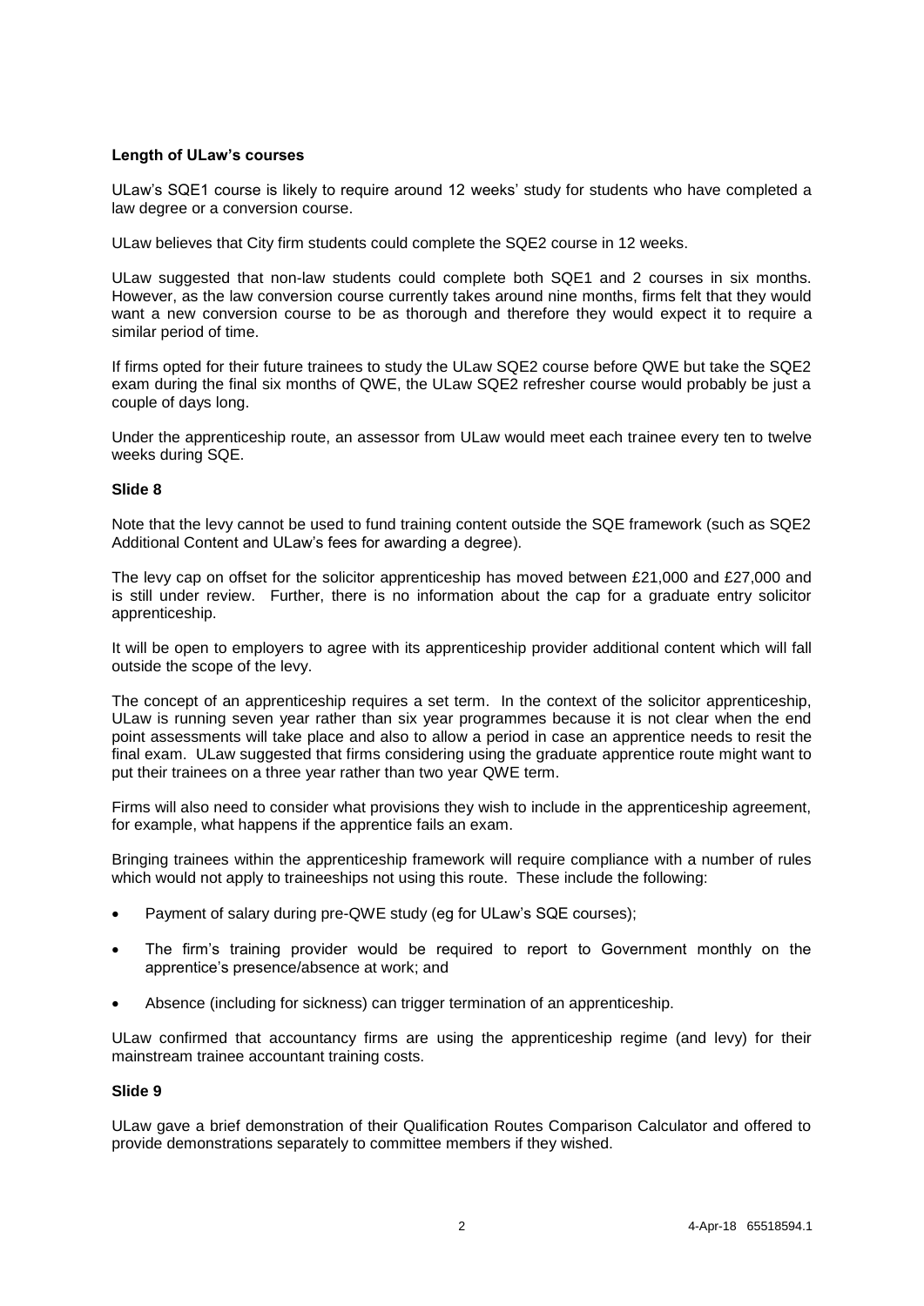**Length of ULaw's courses**

ULaw's SQE1 course is likely to require around 12 weeks' study for students who have completed a law degree or a conversion course.

ULaw believes that City firm students could complete the SQE2 course in 12 weeks.

ULaw suggested that non-law students could complete both SQE1 and 2 courses in six months. However, as the law conversion course currently takes around nine months, firms felt that they would want a new conversion course to be as thorough and therefore they would expect it to require a similar period of time.

If firms opted for their future trainees to study the ULaw SQE2 course before QWE but take the SQE2 exam during the final six months of QWE, the ULaw SQE2 refresher course would probably be just a couple of days long.

Under the apprenticeship route, an assessor from ULaw would meet each trainee every ten to twelve weeks during SQE.

**Slide 8**

Note that the levy cannot be used to fund training content outside the SQE framework (such as SQE2 Additional Content and ULaw's fees for awarding a degree).

The levy cap on offset for the solicitor apprenticeship has moved between £21,000 and £27,000 and is still under review. Further, there is no information about the cap for a graduate entry solicitor apprenticeship.

It will be open to employers to agree with its apprenticeship provider additional content which will fall outside the scope of the levy.

The concept of an apprenticeship requires a set term. In the context of the solicitor apprenticeship, ULaw is running seven year rather than six year programmes because it is not clear when the end point assessments will take place and also to allow a period in case an apprentice needs to resit the final exam. ULaw suggested that firms considering using the graduate apprentice route might want to put their trainees on a three year rather than two year QWE term.

Firms will also need to consider what provisions they wish to include in the apprenticeship agreement, for example, what happens if the apprentice fails an exam.

Bringing trainees within the apprenticeship framework will require compliance with a number of rules which would not apply to traineeships not using this route. These include the following:

- Payment of salary during pre-QWE study (eg for ULaw's SQE courses);
- The firm's training provider would be required to report to Government monthly on the apprentice's presence/absence at work; and
- Absence (including for sickness) can trigger termination of an apprenticeship.

ULaw confirmed that accountancy firms are using the apprenticeship regime (and levy) for their mainstream trainee accountant training costs.

**Slide 9**

ULaw gave a brief demonstration of their Qualification Routes Comparison Calculator and offered to provide demonstrations separately to committee members if they wished.